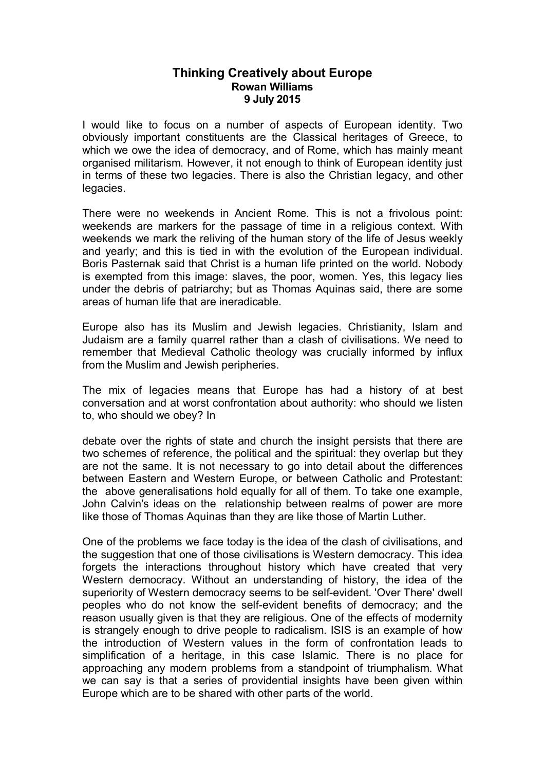# Thinking Creatively about Europe

**Rowan Williams**

**9 July 2015**

I would like to focus on a number of aspects of European identity. Two obviously important constituents are the Classical heritages of Greece, to which we owe the idea of democracy, and of Rome, which has mainly meant organised militarism. However, it not enough to think of European identity just in terms of these two legacies. There is also the Christian legacy, and other legacies.

There were no weekends in Ancient Rome. This is not a frivolous point: weekends are markers for the passage of time in a religious context. With weekends we mark the reliving of the human story of the life of Jesus weekly and yearly; and this is tied in with the evolution of the European individual. Boris Pasternak said that Christ is a human life printed on the world. Nobody is exempted from this image: slaves, the poor, women. Yes, this legacy lies under the debris of patriarchy; but as Thomas Aquinas said, there are some areas of human life that are ineradicable.

Europe also has its Muslim and Jewish legacies. Christianity, Islam and Judaism are a family quarrel rather than a clash of civilisations. We need to remember that Medieval Catholic theology was crucially informed by influx from the Muslim and Jewish peripheries.

The mix of legacies means that Europe has had a history of at best conversation and at worst confrontation about authority: who should we listen to, who should we obey? In debate over the rights of state and church the insight persists that there are two schemes of reference, the political and the spiritual: they overlap but they are not the same. It is not necessary to go into detail about the differences between Eastern and Western Europe, or between Catholic and Protestant: the above generalisations hold equally for all of them. To take one example, John Calvin's ideas on the relationship between realms of power are more like those of Thomas Aquinas than they are like those of Martin Luther.

One of the problems we face today is the idea of the clash of civilisations, and the suggestion that one of those civilisations is Western democracy. This idea forgets the interactions throughout history which have created that very Western democracy. Without an understanding of history, the idea of the superiority of Western democracy seems to be self-evident. 'Over There' dwell peoples who do not know the self-evident benefits of democracy; and the reason usually given is that they are religious. One of the effects of modernity is strangely enough to drive people to radicalism. ISIS is an example of how the introduction of Western values in the form of confrontation leads to simplification of a heritage, in this case Islamic. There is no place for approaching any modern problems from a standpoint of triumphalism. What we can say is that a series of providential insights have been given within Europe which are to be shared with other parts of the world.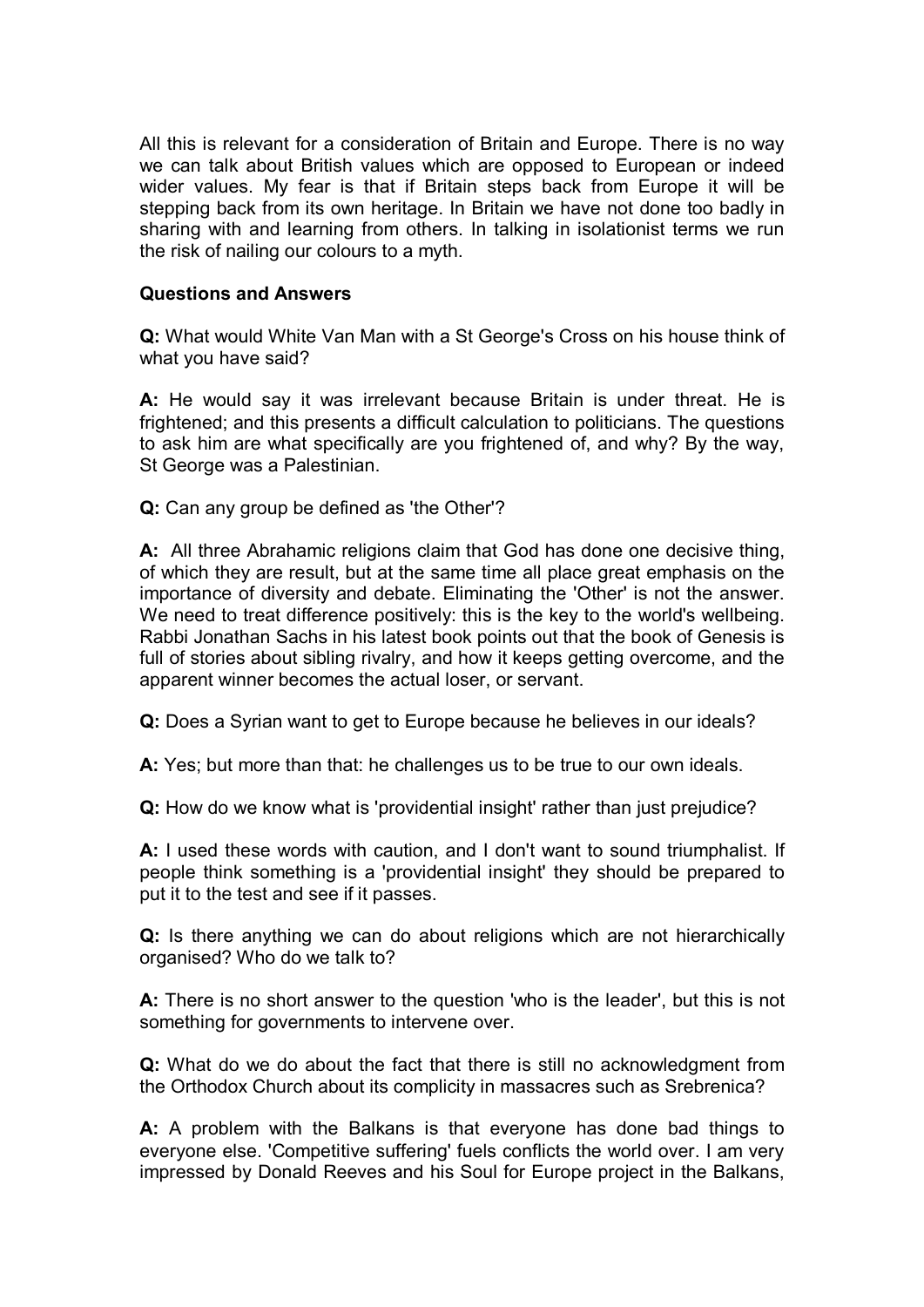All this is relevant for a consideration of Britain and Europe. There is no way we can talk about British values which are opposed to European or indeed wider values. My fear is that if Britain steps back from Europe it will be stepping back from its own heritage. In Britain we have not done too badly in sharing with and learning from others. In talking in isolationist terms we run the risk of nailing our colours to a myth.

**Questions and Answers**

**Q:** What would White Van Man with a St George's Cross on his house think of what you have said?

**A:** He would say it was irrelevant because Britain is under threat. He is frightened; and this presents a difficult calculation to politicians. The questions to ask him are what specifically are you frightened of, and why? By the way, St George was a Palestinian.

**Q:** Can any group be defined as 'the Other'?

**A:** All three Abrahamic religions claim that God has done one decisive thing, of which they are result, but at the same time all place great emphasis on the importance of diversity and debate. Eliminating the 'Other' is not the answer. We need to treat difference positively: this is the key to the world's wellbeing. Rabbi Jonathan Sachs in his latest book points out that the book of Genesis is full of stories about sibling rivalry, and how it keeps getting overcome, and the apparent winner becomes the actual loser, or servant.

**Q:** Does a Syrian want to get to Europe because he believes in our ideals?

**A:** Yes; but more than that: he challenges us to be true to our own ideals.

**Q:** How do we know what is 'providential insight' rather than just prejudice?

**A:** I used these words with caution, and I don't want to sound triumphalist. If people think something is a 'providential insight' they should be prepared to put it to the test and see if it passes.

**Q:** Is there anything we can do about religions which are not hierarchically organised? Who do we talk to?

**A:** There is no short answer to the question 'who is the leader', but this is not something for governments to intervene over.

**Q:** What do we do about the fact that there is still no acknowledgment from the Orthodox Church about its complicity in massacres such as Srebrenica?

**A:** A problem with the Balkans is that everyone has done bad things to everyone else. 'Competitive suffering' fuels conflicts the world over. I am very impressed by Donald Reeves and his Soul for Europe project in the Balkans,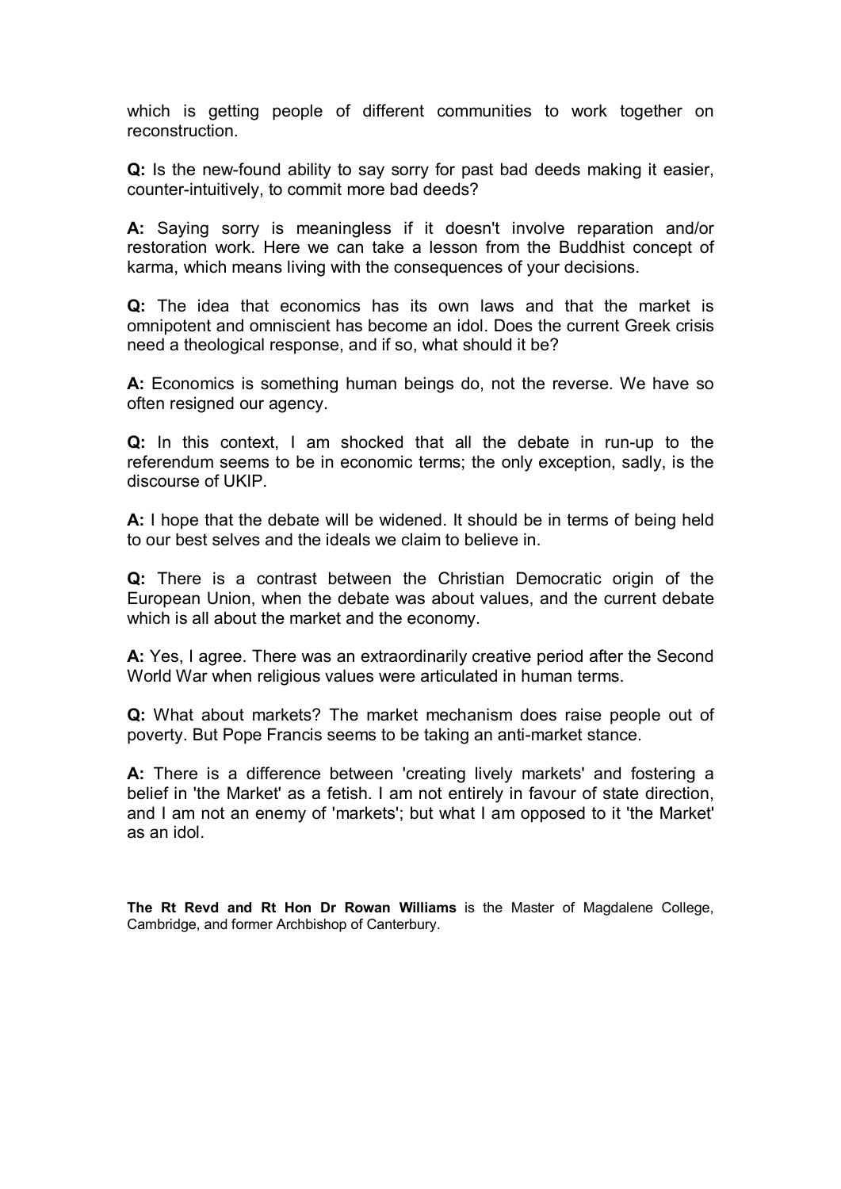which is getting people of different communities to work together on reconstruction.

**Q:** Is the new-found ability to say sorry for past bad deeds making it easier, counter-intuitively, to commit more bad deeds?

**A:** Saying sorry is meaningless if it doesn't involve reparation and/or restoration work. Here we can take a lesson from the Buddhist concept of karma, which means living with the consequences of your decisions.

**Q:** The idea that economics has its own laws and that the market is omnipotent and omniscient has become an idol. Does the current Greek crisis need a theological response, and if so, what should it be?

**A:** Economics is something human beings do, not the reverse. We have so often resigned our agency.

**Q:** In this context, I am shocked that all the debate in run-up to the referendum seems to be in economic terms; the only exception, sadly, is the discourse of UKIP.

**A:** I hope that the debate will be widened. It should be in terms of being held to our best selves and the ideals we claim to believe in.

**Q:** There is a contrast between the Christian Democratic origin of the European Union, when the debate was about values, and the current debate which is all about the market and the economy.

**A:** Yes, I agree. There was an extraordinarily creative period after the Second World War when religious values were articulated in human terms.

**Q:** What about markets? The market mechanism does raise people out of poverty. But Pope Francis seems to be taking an anti-market stance.

**A:** There is a difference between 'creating lively markets' and fostering a belief in 'the Market' as a fetish. I am not entirely in favour of state direction, and I am not an enemy of 'markets'; but what I am opposed to it 'the Market' as an idol.

**The Rt Revd and Rt Hon Dr Rowan Williams** is the Master of Magdalene College, Cambridge, and former Archbishop of Canterbury.